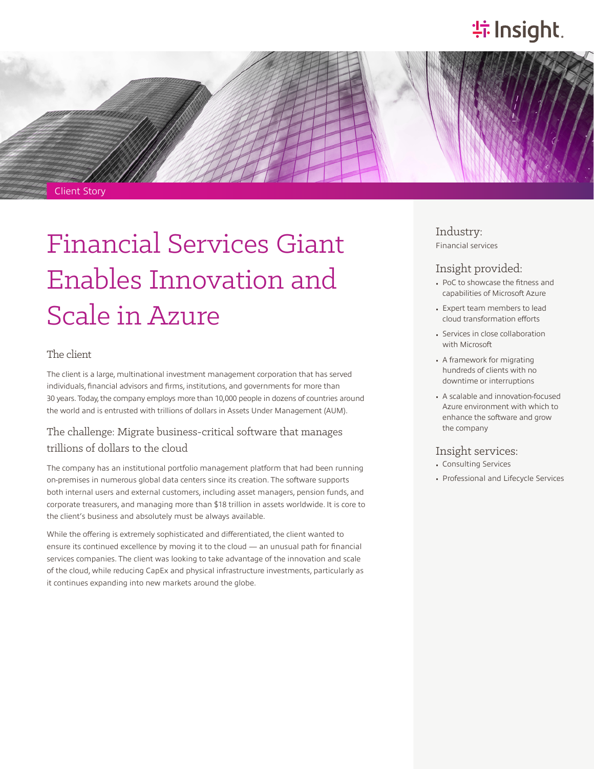Client Story

# Financial Services Giant Enables Innovation and Scale in Azure

## The client

The client is a large, multinational investment management corporation that has served individuals, financial advisors and firms, institutions, and governments for more than 30 years. Today, the company employs more than 10,000 people in dozens of countries around the world and is entrusted with trillions of dollars in Assets Under Management (AUM).

## The challenge: Migrate business-critical software that manages trillions of dollars to the cloud

The company has an institutional portfolio management platform that had been running on-premises in numerous global data centers since its creation. The software supports both internal users and external customers, including asset managers, pension funds, and corporate treasurers, and managing more than $18 trillion in assets worldwide. It is core to the client's business and absolutely must be always available.

While the offering is extremely sophisticated and differentiated, the client wanted to ensure its continued excellence by moving it to the cloud — an unusual path for financial services companies. The client was looking to take advantage of the innovation and scale of the cloud, while reducing CapEx and physical infrastructure investments, particularly as it continues expanding into new markets around the globe.

### Industry:

Financial services

### Insight provided:

- PoC to showcase the fitness and capabilities of Microsoft Azure
- Expert team members to lead cloud transformation efforts
- Services in close collaboration with Microsoft
- A framework for migrating hundreds of clients with no downtime or interruptions
- A scalable and innovation-focused Azure environment with which to enhance the software and grow the company

### Insight services:

- Consulting Services
- Professional and Lifecycle Services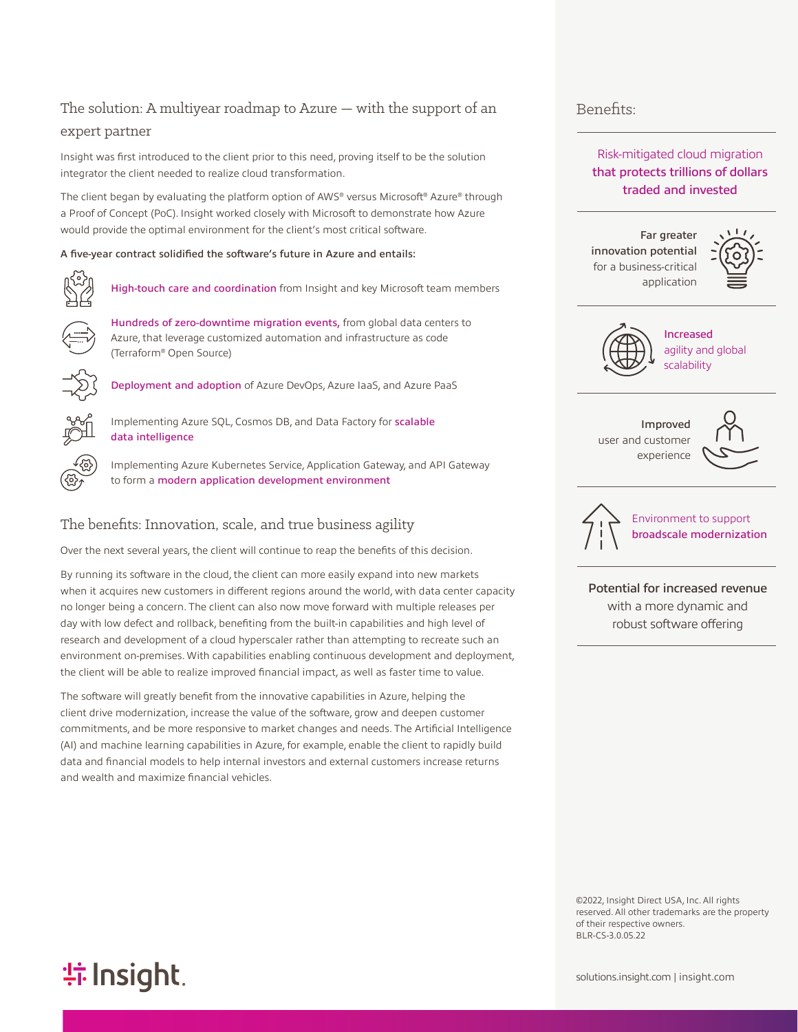## The solution: A multiyear roadmap to Azure — with the support of an expert partner

Insight was first introduced to the client prior to this need, proving itself to be the solution integrator the client needed to realize cloud transformation.

The client began by evaluating the platform option of AWS® versus Microsoft® Azure® through a Proof of Concept (PoC). Insight worked closely with Microsoft to demonstrate how Azure would provide the optimal environment for the client's most critical software.

**A five-year contract solidified the software's future in Azure and entails:**

- **High-touch care and coordination** from Insight and key Microsoft team members
- **Hundreds of zero-downtime migration events,** from global data centers to Azure, that leverage customized automation and infrastructure as code (Terraform® Open Source)
- **Deployment and adoption** of Azure DevOps, Azure IaaS, and Azure PaaS
- Implementing Azure SQL, Cosmos DB, and Data Factory for **scalable data intelligence**
- Implementing Azure Kubernetes Service, Application Gateway, and API Gateway to form a **modern application development environment**

## The benefits: Innovation, scale, and true business agility

Over the next several years, the client will continue to reap the benefits of this decision.

By running its software in the cloud, the client can more easily expand into new markets when it acquires new customers in different regions around the world, with data center capacity no longer being a concern. The client can also now move forward with multiple releases per day with low defect and rollback, benefiting from the built-in capabilities and high level of research and development of a cloud hyperscaler rather than attempting to recreate such an environment on-premises. With capabilities enabling continuous development and deployment, the client will be able to realize improved financial impact, as well as faster time to value.

The software will greatly benefit from the innovative capabilities in Azure, helping the client drive modernization, increase the value of the software, grow and deepen customer commitments, and be more responsive to market changes and needs. The Artificial Intelligence (AI) and machine learning capabilities in Azure, for example, enable the client to rapidly build data and financial models to help internal investors and external customers increase returns and wealth and maximize financial vehicles.

## Benefits:

Risk-mitigated cloud migration **that protects trillions of dollars traded and invested**

**Far greater innovation potential** for a business-critical application

**Increased** agility and global scalability

**Improved** user and customer experience

Environment to support **broadscale modernization**

**Potential for increased revenue** with a more dynamic and robust software offering

©2022, Insight Direct USA, Inc. All rights reserved. All other trademarks are the property of their respective owners.
BLR-CS-3.0.05.22

Insight.

solutions.insight.com | insight.com